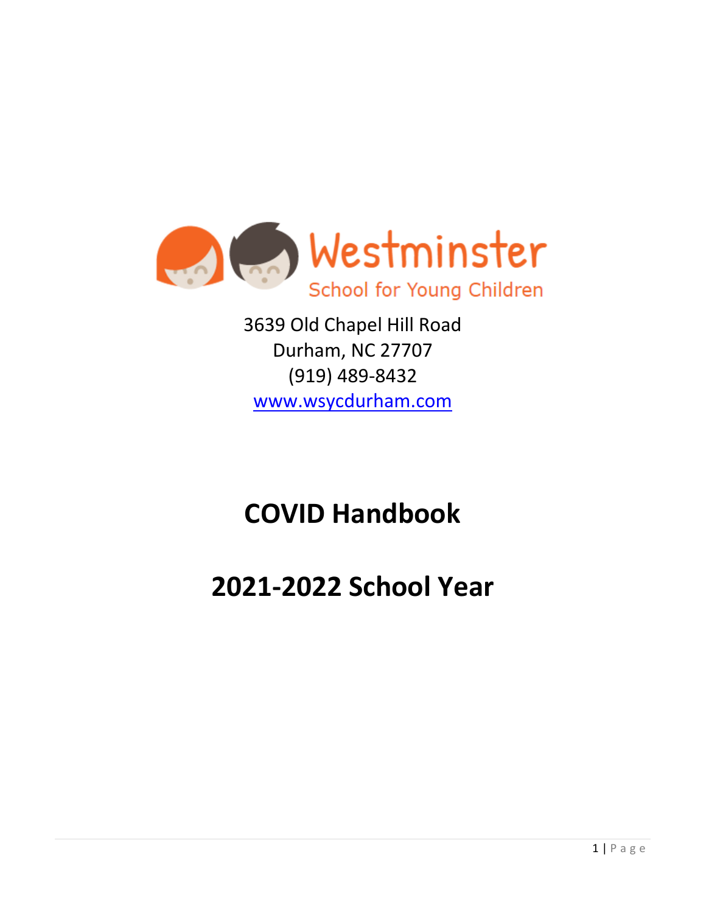Westminster

School for Young Children

3639 Old Chapel Hill Road
Durham, NC 27707
(919) 489-8432
www.wsycdurham.com

# COVID Handbook

# 2021-2022 School Year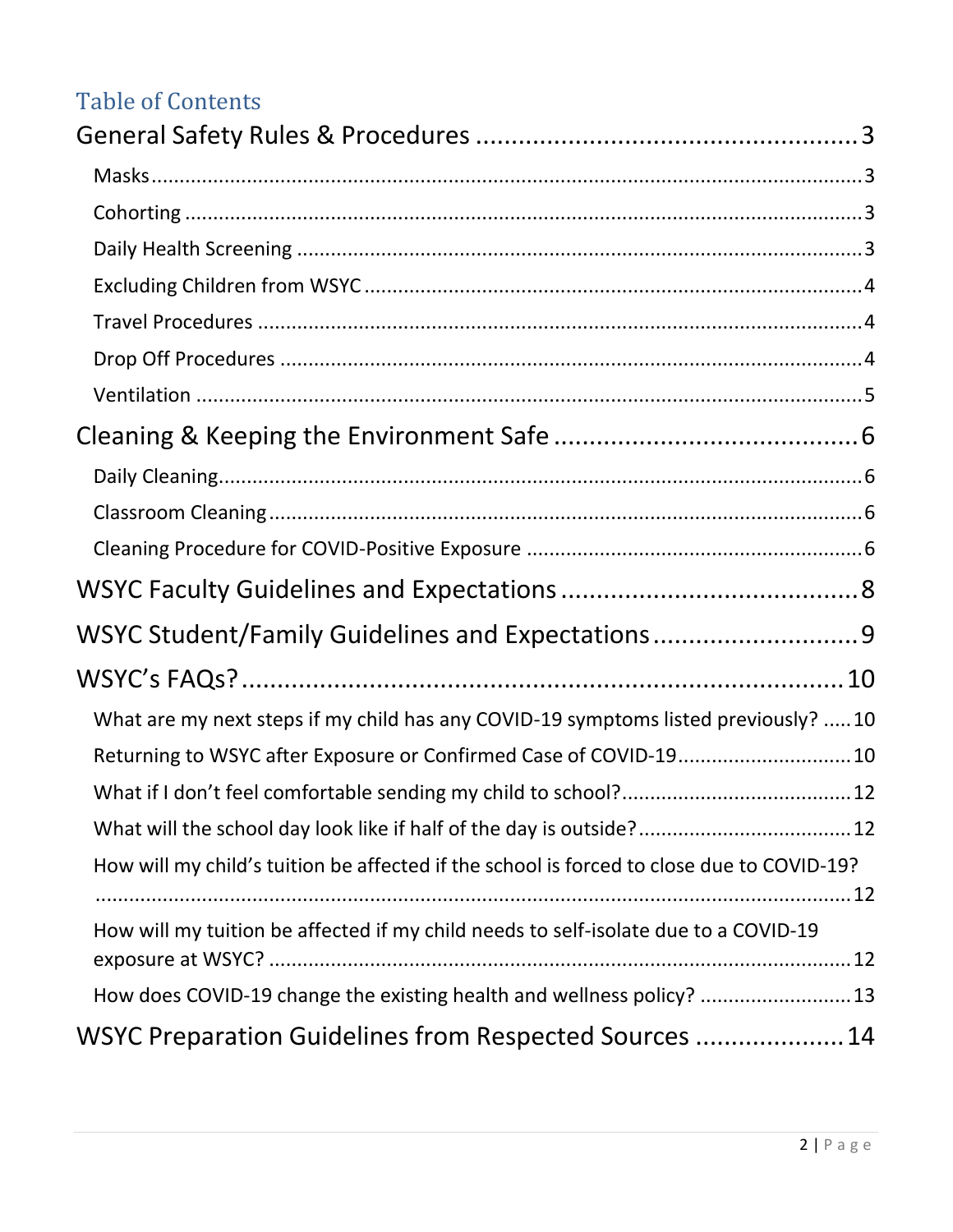## Table of Contents

- General Safety Rules & Procedures ..... 3
  - Masks ..... 3
  - Cohorting ..... 3
  - Daily Health Screening ..... 3
  - Excluding Children from WSYC ..... 4
  - Travel Procedures ..... 4
  - Drop Off Procedures ..... 4
  - Ventilation ..... 5
- Cleaning & Keeping the Environment Safe ..... 6
  - Daily Cleaning ..... 6
  - Classroom Cleaning ..... 6
  - Cleaning Procedure for COVID-Positive Exposure ..... 6
- WSYC Faculty Guidelines and Expectations ..... 8
- WSYC Student/Family Guidelines and Expectations ..... 9
- WSYC's FAQs? ..... 10
  - What are my next steps if my child has any COVID-19 symptoms listed previously? ..... 10
  - Returning to WSYC after Exposure or Confirmed Case of COVID-19 ..... 10
  - What if I don't feel comfortable sending my child to school? ..... 12
  - What will the school day look like if half of the day is outside? ..... 12
  - How will my child's tuition be affected if the school is forced to close due to COVID-19? ..... 12
  - How will my tuition be affected if my child needs to self-isolate due to a COVID-19 exposure at WSYC? ..... 12
  - How does COVID-19 change the existing health and wellness policy? ..... 13
- WSYC Preparation Guidelines from Respected Sources ..... 14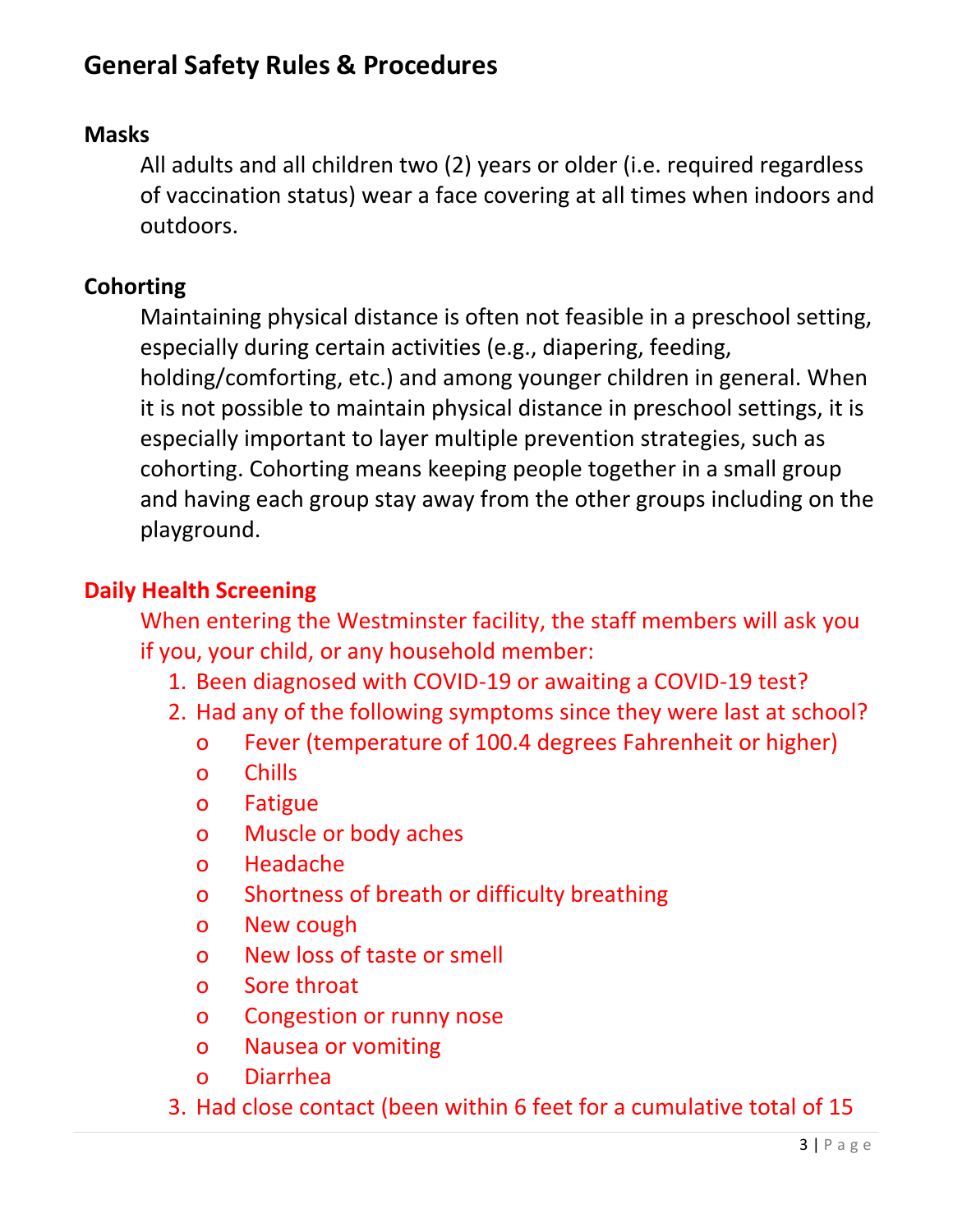## General Safety Rules & Procedures

### Masks

All adults and all children two (2) years or older (i.e. required regardless of vaccination status) wear a face covering at all times when indoors and outdoors.

### Cohorting

Maintaining physical distance is often not feasible in a preschool setting, especially during certain activities (e.g., diapering, feeding, holding/comforting, etc.) and among younger children in general. When it is not possible to maintain physical distance in preschool settings, it is especially important to layer multiple prevention strategies, such as cohorting. Cohorting means keeping people together in a small group and having each group stay away from the other groups including on the playground.

### Daily Health Screening

When entering the Westminster facility, the staff members will ask you if you, your child, or any household member:

1. Been diagnosed with COVID-19 or awaiting a COVID-19 test?
2. Had any of the following symptoms since they were last at school?
   - Fever (temperature of 100.4 degrees Fahrenheit or higher)
   - Chills
   - Fatigue
   - Muscle or body aches
   - Headache
   - Shortness of breath or difficulty breathing
   - New cough
   - New loss of taste or smell
   - Sore throat
   - Congestion or runny nose
   - Nausea or vomiting
   - Diarrhea
3. Had close contact (been within 6 feet for a cumulative total of 15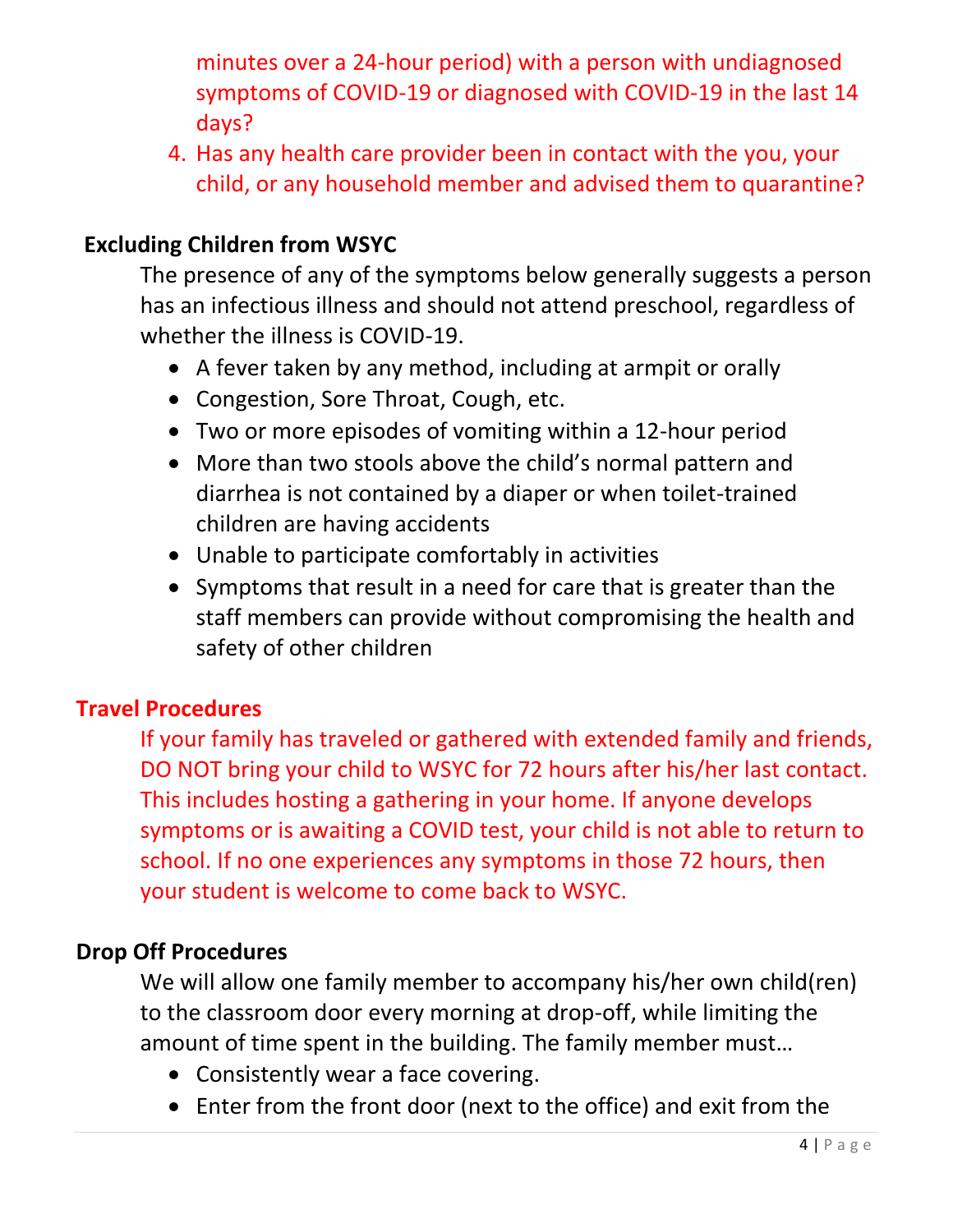minutes over a 24-hour period) with a person with undiagnosed symptoms of COVID-19 or diagnosed with COVID-19 in the last 14 days?

4. Has any health care provider been in contact with the you, your child, or any household member and advised them to quarantine?

## Excluding Children from WSYC

The presence of any of the symptoms below generally suggests a person has an infectious illness and should not attend preschool, regardless of whether the illness is COVID-19.

- A fever taken by any method, including at armpit or orally
- Congestion, Sore Throat, Cough, etc.
- Two or more episodes of vomiting within a 12-hour period
- More than two stools above the child's normal pattern and diarrhea is not contained by a diaper or when toilet-trained children are having accidents
- Unable to participate comfortably in activities
- Symptoms that result in a need for care that is greater than the staff members can provide without compromising the health and safety of other children

## Travel Procedures

If your family has traveled or gathered with extended family and friends, DO NOT bring your child to WSYC for 72 hours after his/her last contact. This includes hosting a gathering in your home. If anyone develops symptoms or is awaiting a COVID test, your child is not able to return to school. If no one experiences any symptoms in those 72 hours, then your student is welcome to come back to WSYC.

## Drop Off Procedures

We will allow one family member to accompany his/her own child(ren) to the classroom door every morning at drop-off, while limiting the amount of time spent in the building. The family member must…

- Consistently wear a face covering.
- Enter from the front door (next to the office) and exit from the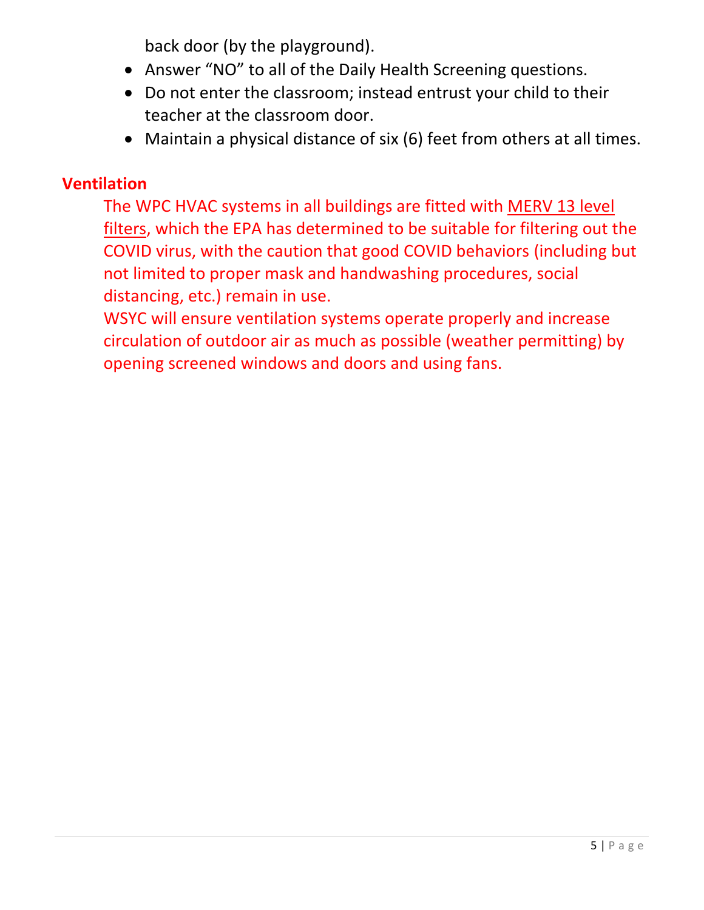back door (by the playground).

- Answer "NO" to all of the Daily Health Screening questions.
- Do not enter the classroom; instead entrust your child to their teacher at the classroom door.
- Maintain a physical distance of six (6) feet from others at all times.

## Ventilation

The WPC HVAC systems in all buildings are fitted with MERV 13 level filters, which the EPA has determined to be suitable for filtering out the COVID virus, with the caution that good COVID behaviors (including but not limited to proper mask and handwashing procedures, social distancing, etc.) remain in use.

WSYC will ensure ventilation systems operate properly and increase circulation of outdoor air as much as possible (weather permitting) by opening screened windows and doors and using fans.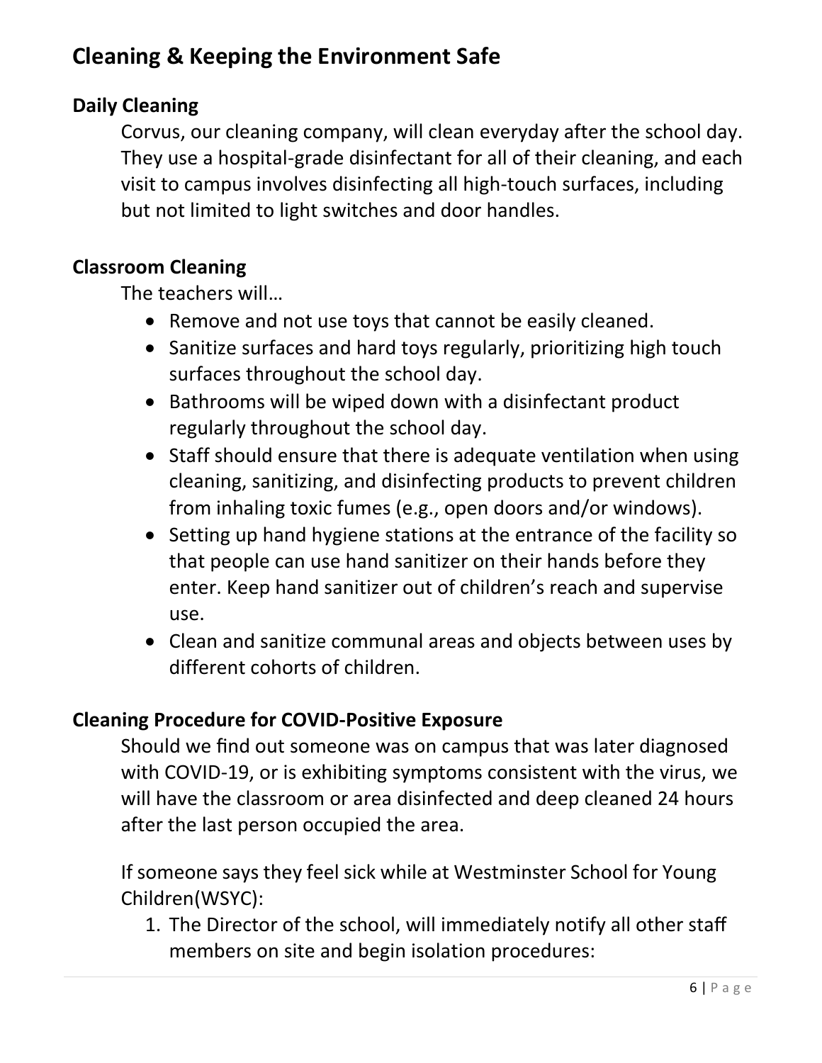## Cleaning & Keeping the Environment Safe

### Daily Cleaning

Corvus, our cleaning company, will clean everyday after the school day. They use a hospital-grade disinfectant for all of their cleaning, and each visit to campus involves disinfecting all high-touch surfaces, including but not limited to light switches and door handles.

### Classroom Cleaning

The teachers will…

- Remove and not use toys that cannot be easily cleaned.
- Sanitize surfaces and hard toys regularly, prioritizing high touch surfaces throughout the school day.
- Bathrooms will be wiped down with a disinfectant product regularly throughout the school day.
- Staff should ensure that there is adequate ventilation when using cleaning, sanitizing, and disinfecting products to prevent children from inhaling toxic fumes (e.g., open doors and/or windows).
- Setting up hand hygiene stations at the entrance of the facility so that people can use hand sanitizer on their hands before they enter. Keep hand sanitizer out of children's reach and supervise use.
- Clean and sanitize communal areas and objects between uses by different cohorts of children.

### Cleaning Procedure for COVID-Positive Exposure

Should we find out someone was on campus that was later diagnosed with COVID-19, or is exhibiting symptoms consistent with the virus, we will have the classroom or area disinfected and deep cleaned 24 hours after the last person occupied the area.

If someone says they feel sick while at Westminster School for Young Children(WSYC):

1. The Director of the school, will immediately notify all other staff members on site and begin isolation procedures: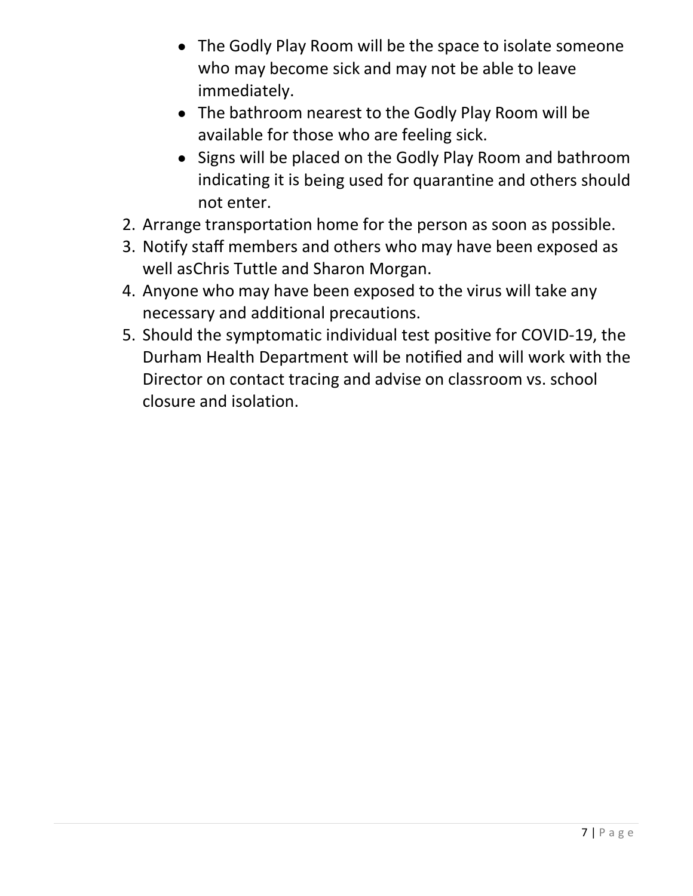- The Godly Play Room will be the space to isolate someone who may become sick and may not be able to leave immediately.
- The bathroom nearest to the Godly Play Room will be available for those who are feeling sick.
- Signs will be placed on the Godly Play Room and bathroom indicating it is being used for quarantine and others should not enter.

2. Arrange transportation home for the person as soon as possible.
3. Notify staff members and others who may have been exposed as well asChris Tuttle and Sharon Morgan.
4. Anyone who may have been exposed to the virus will take any necessary and additional precautions.
5. Should the symptomatic individual test positive for COVID-19, the Durham Health Department will be notified and will work with the Director on contact tracing and advise on classroom vs. school closure and isolation.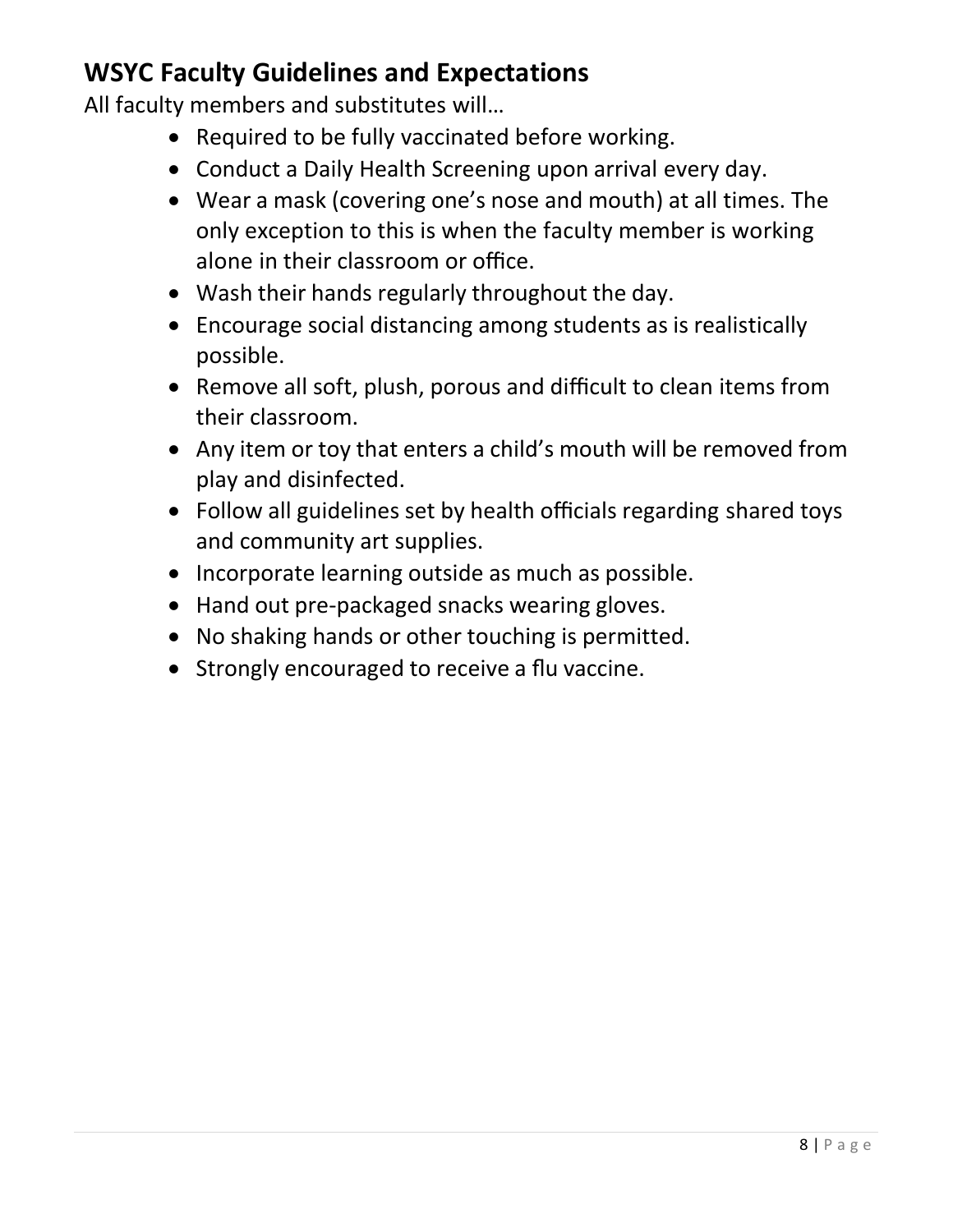## WSYC Faculty Guidelines and Expectations

All faculty members and substitutes will…

- Required to be fully vaccinated before working.
- Conduct a Daily Health Screening upon arrival every day.
- Wear a mask (covering one's nose and mouth) at all times. The only exception to this is when the faculty member is working alone in their classroom or office.
- Wash their hands regularly throughout the day.
- Encourage social distancing among students as is realistically possible.
- Remove all soft, plush, porous and difficult to clean items from their classroom.
- Any item or toy that enters a child's mouth will be removed from play and disinfected.
- Follow all guidelines set by health officials regarding shared toys and community art supplies.
- Incorporate learning outside as much as possible.
- Hand out pre-packaged snacks wearing gloves.
- No shaking hands or other touching is permitted.
- Strongly encouraged to receive a flu vaccine.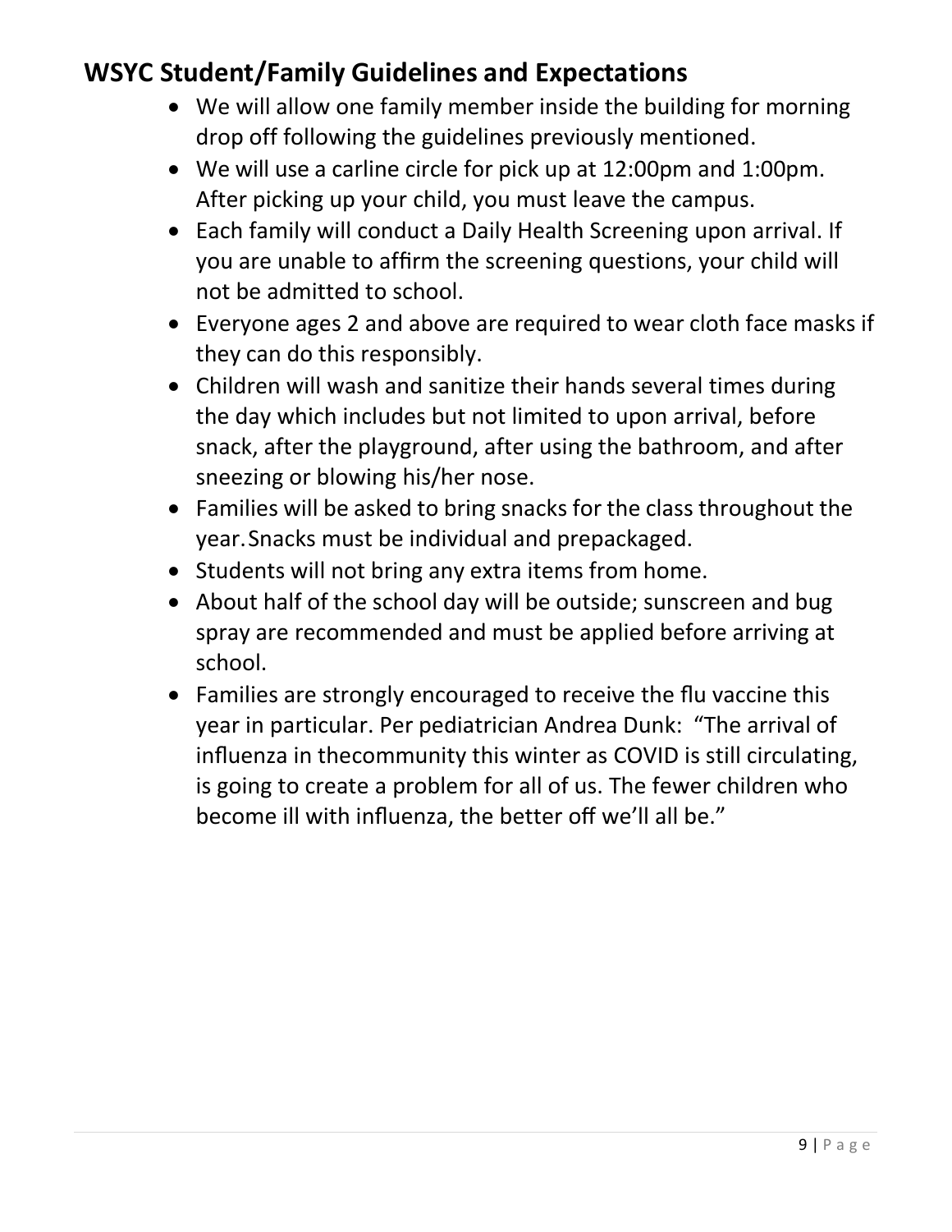## WSYC Student/Family Guidelines and Expectations

- We will allow one family member inside the building for morning drop off following the guidelines previously mentioned.
- We will use a carline circle for pick up at 12:00pm and 1:00pm. After picking up your child, you must leave the campus.
- Each family will conduct a Daily Health Screening upon arrival. If you are unable to affirm the screening questions, your child will not be admitted to school.
- Everyone ages 2 and above are required to wear cloth face masks if they can do this responsibly.
- Children will wash and sanitize their hands several times during the day which includes but not limited to upon arrival, before snack, after the playground, after using the bathroom, and after sneezing or blowing his/her nose.
- Families will be asked to bring snacks for the class throughout the year. Snacks must be individual and prepackaged.
- Students will not bring any extra items from home.
- About half of the school day will be outside; sunscreen and bug spray are recommended and must be applied before arriving at school.
- Families are strongly encouraged to receive the flu vaccine this year in particular. Per pediatrician Andrea Dunk: "The arrival of influenza in thecommunity this winter as COVID is still circulating, is going to create a problem for all of us. The fewer children who become ill with influenza, the better off we'll all be."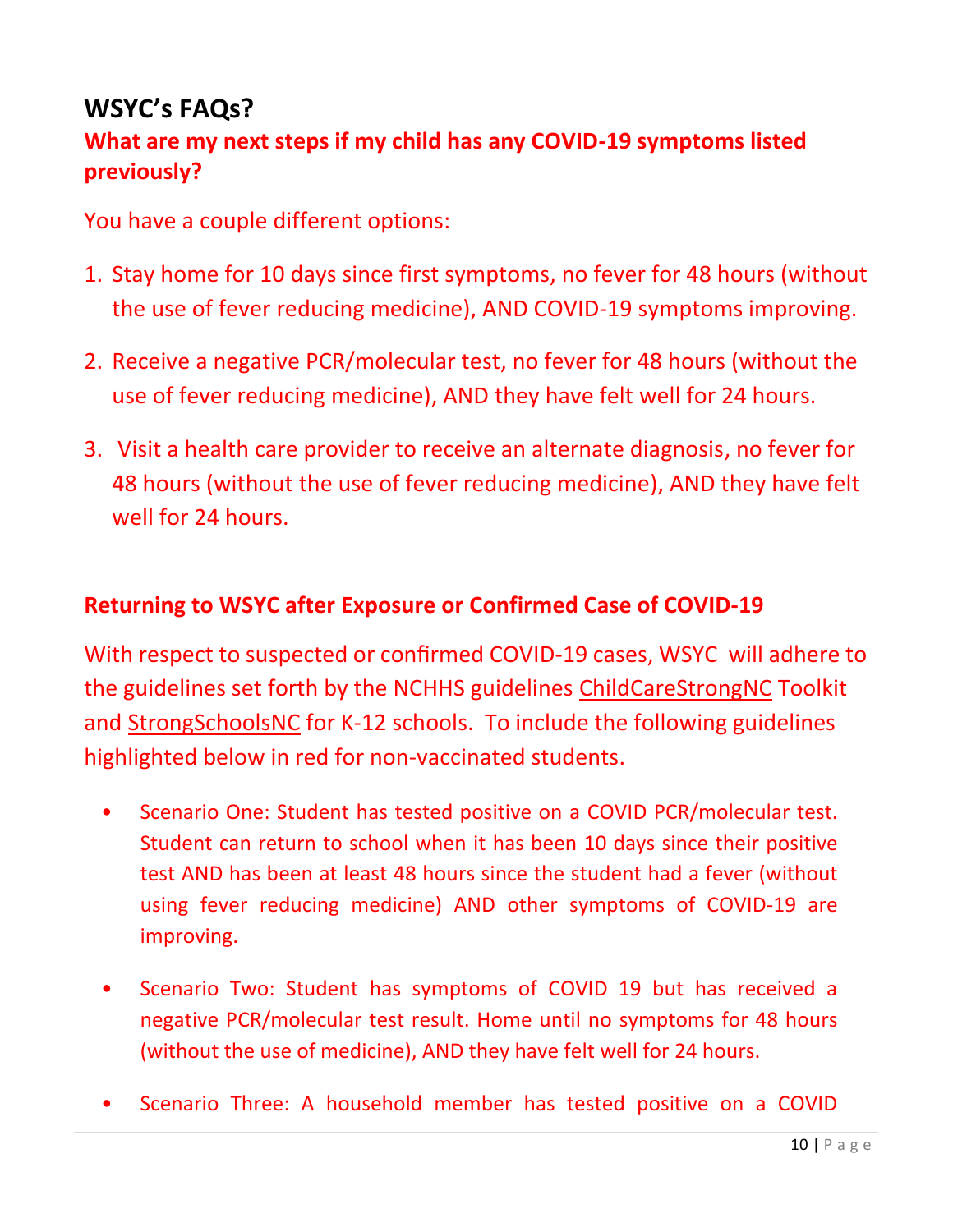## WSYC's FAQs?

### What are my next steps if my child has any COVID-19 symptoms listed previously?

You have a couple different options:

1. Stay home for 10 days since first symptoms, no fever for 48 hours (without the use of fever reducing medicine), AND COVID-19 symptoms improving.
2. Receive a negative PCR/molecular test, no fever for 48 hours (without the use of fever reducing medicine), AND they have felt well for 24 hours.
3. Visit a health care provider to receive an alternate diagnosis, no fever for 48 hours (without the use of fever reducing medicine), AND they have felt well for 24 hours.

### Returning to WSYC after Exposure or Confirmed Case of COVID-19

With respect to suspected or confirmed COVID-19 cases, WSYC will adhere to the guidelines set forth by the NCHHS guidelines ChildCareStrongNC Toolkit and StrongSchoolsNC for K-12 schools. To include the following guidelines highlighted below in red for non-vaccinated students.

- Scenario One: Student has tested positive on a COVID PCR/molecular test. Student can return to school when it has been 10 days since their positive test AND has been at least 48 hours since the student had a fever (without using fever reducing medicine) AND other symptoms of COVID-19 are improving.
- Scenario Two: Student has symptoms of COVID 19 but has received a negative PCR/molecular test result. Home until no symptoms for 48 hours (without the use of medicine), AND they have felt well for 24 hours.
- Scenario Three: A household member has tested positive on a COVID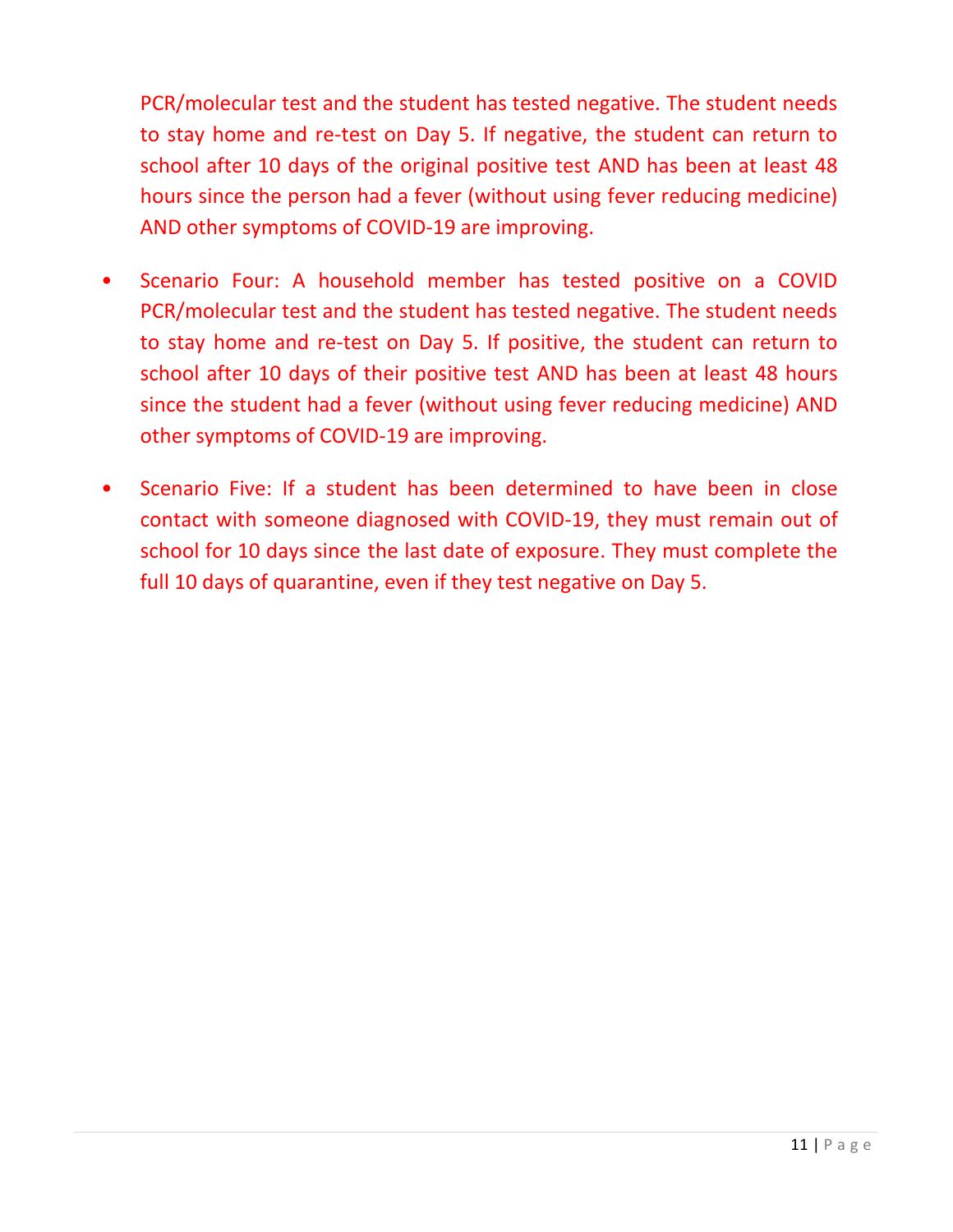PCR/molecular test and the student has tested negative. The student needs to stay home and re-test on Day 5. If negative, the student can return to school after 10 days of the original positive test AND has been at least 48 hours since the person had a fever (without using fever reducing medicine) AND other symptoms of COVID-19 are improving.

- Scenario Four: A household member has tested positive on a COVID PCR/molecular test and the student has tested negative. The student needs to stay home and re-test on Day 5. If positive, the student can return to school after 10 days of their positive test AND has been at least 48 hours since the student had a fever (without using fever reducing medicine) AND other symptoms of COVID-19 are improving.

- Scenario Five: If a student has been determined to have been in close contact with someone diagnosed with COVID-19, they must remain out of school for 10 days since the last date of exposure. They must complete the full 10 days of quarantine, even if they test negative on Day 5.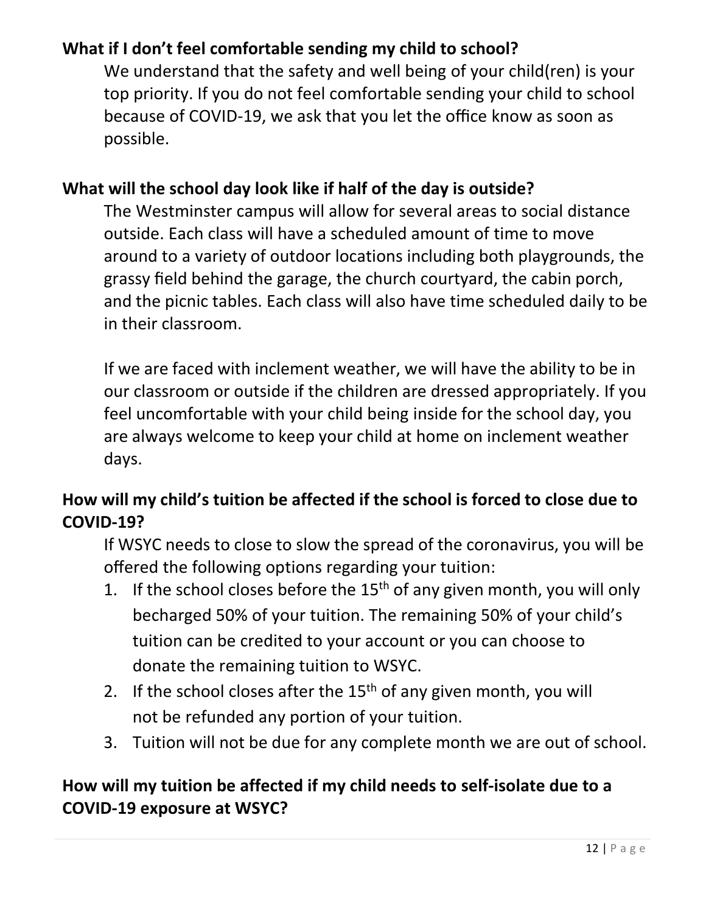### What if I don't feel comfortable sending my child to school?

We understand that the safety and well being of your child(ren) is your top priority. If you do not feel comfortable sending your child to school because of COVID-19, we ask that you let the office know as soon as possible.

### What will the school day look like if half of the day is outside?

The Westminster campus will allow for several areas to social distance outside. Each class will have a scheduled amount of time to move around to a variety of outdoor locations including both playgrounds, the grassy field behind the garage, the church courtyard, the cabin porch, and the picnic tables. Each class will also have time scheduled daily to be in their classroom.

If we are faced with inclement weather, we will have the ability to be in our classroom or outside if the children are dressed appropriately. If you feel uncomfortable with your child being inside for the school day, you are always welcome to keep your child at home on inclement weather days.

### How will my child's tuition be affected if the school is forced to close due to COVID-19?

If WSYC needs to close to slow the spread of the coronavirus, you will be offered the following options regarding your tuition:

1. If the school closes before the 15th of any given month, you will only becharged 50% of your tuition. The remaining 50% of your child's tuition can be credited to your account or you can choose to donate the remaining tuition to WSYC.
2. If the school closes after the 15th of any given month, you will not be refunded any portion of your tuition.
3. Tuition will not be due for any complete month we are out of school.

### How will my tuition be affected if my child needs to self-isolate due to a COVID-19 exposure at WSYC?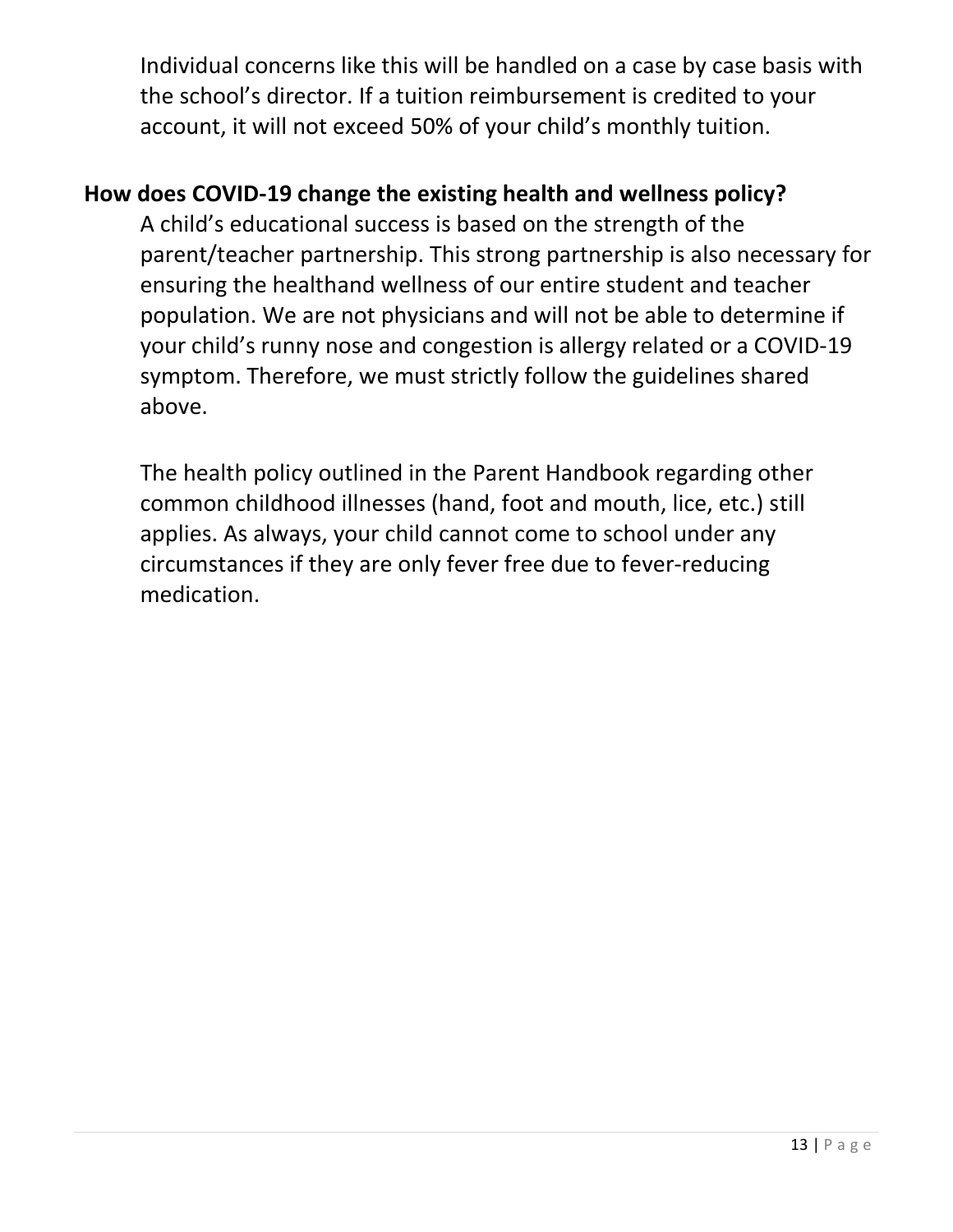Individual concerns like this will be handled on a case by case basis with the school's director. If a tuition reimbursement is credited to your account, it will not exceed 50% of your child's monthly tuition.

**How does COVID-19 change the existing health and wellness policy?**

A child's educational success is based on the strength of the parent/teacher partnership. This strong partnership is also necessary for ensuring the healthand wellness of our entire student and teacher population. We are not physicians and will not be able to determine if your child's runny nose and congestion is allergy related or a COVID-19 symptom. Therefore, we must strictly follow the guidelines shared above.

The health policy outlined in the Parent Handbook regarding other common childhood illnesses (hand, foot and mouth, lice, etc.) still applies. As always, your child cannot come to school under any circumstances if they are only fever free due to fever-reducing medication.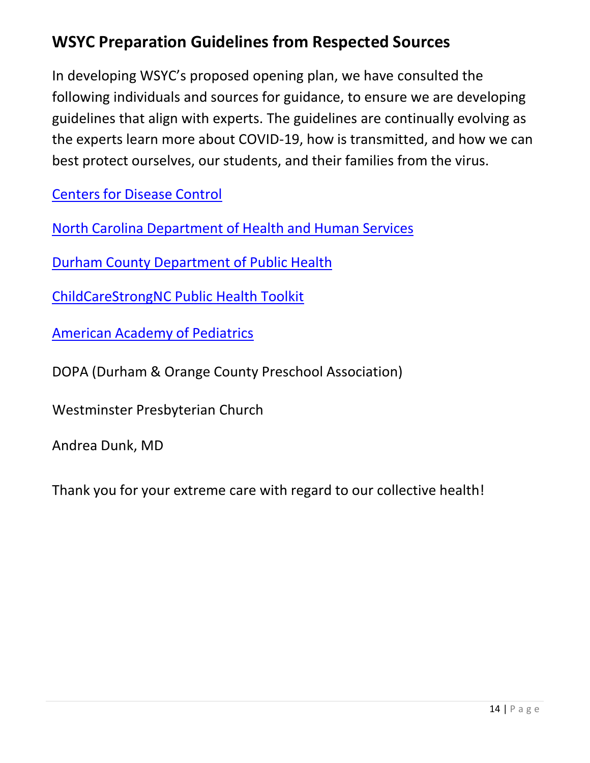## WSYC Preparation Guidelines from Respected Sources

In developing WSYC's proposed opening plan, we have consulted the following individuals and sources for guidance, to ensure we are developing guidelines that align with experts. The guidelines are continually evolving as the experts learn more about COVID-19, how is transmitted, and how we can best protect ourselves, our students, and their families from the virus.

Centers for Disease Control

North Carolina Department of Health and Human Services

Durham County Department of Public Health

ChildCareStrongNC Public Health Toolkit

American Academy of Pediatrics

DOPA (Durham & Orange County Preschool Association)

Westminster Presbyterian Church

Andrea Dunk, MD

Thank you for your extreme care with regard to our collective health!